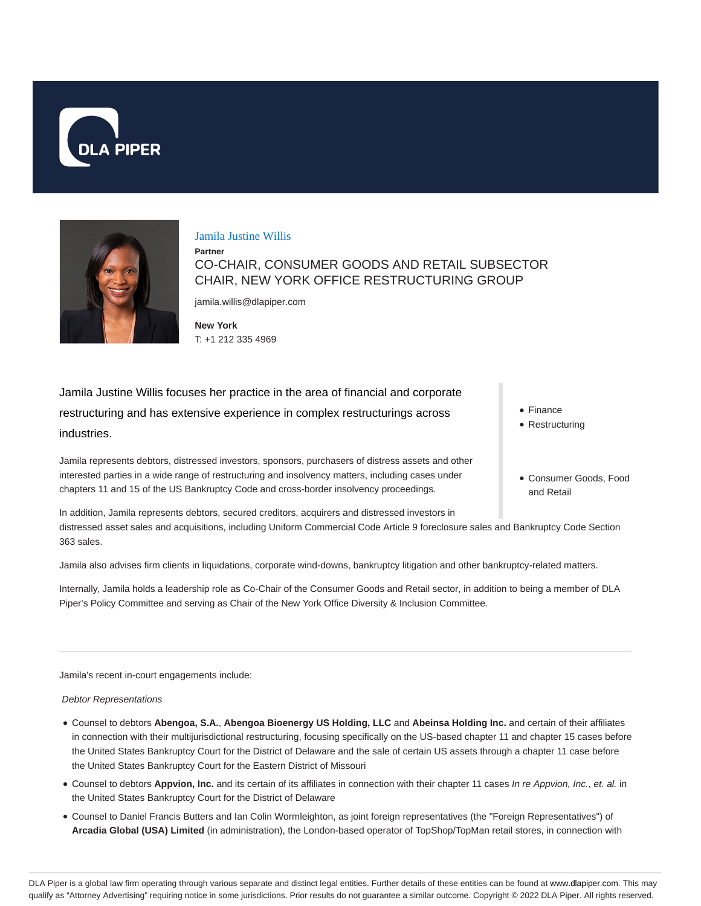# Jamila Justine Willis

**Partner**

CO-CHAIR, CONSUMER GOODS AND RETAIL SUBSECTOR
CHAIR, NEW YORK OFFICE RESTRUCTURING GROUP

jamila.willis@dlapiper.com

**New York**
T: +1 212 335 4969

- Finance
- Restructuring

- Consumer Goods, Food and Retail

Jamila Justine Willis focuses her practice in the area of financial and corporate restructuring and has extensive experience in complex restructurings across industries.

Jamila represents debtors, distressed investors, sponsors, purchasers of distress assets and other interested parties in a wide range of restructuring and insolvency matters, including cases under chapters 11 and 15 of the US Bankruptcy Code and cross-border insolvency proceedings.

In addition, Jamila represents debtors, secured creditors, acquirers and distressed investors in distressed asset sales and acquisitions, including Uniform Commercial Code Article 9 foreclosure sales and Bankruptcy Code Section 363 sales.

Jamila also advises firm clients in liquidations, corporate wind-downs, bankruptcy litigation and other bankruptcy-related matters.

Internally, Jamila holds a leadership role as Co-Chair of the Consumer Goods and Retail sector, in addition to being a member of DLA Piper's Policy Committee and serving as Chair of the New York Office Diversity & Inclusion Committee.

---

Jamila's recent in-court engagements include:

*Debtor Representations*

- Counsel to debtors **Abengoa, S.A.**, **Abengoa Bioenergy US Holding, LLC** and **Abeinsa Holding Inc.** and certain of their affiliates in connection with their multijurisdictional restructuring, focusing specifically on the US-based chapter 11 and chapter 15 cases before the United States Bankruptcy Court for the District of Delaware and the sale of certain US assets through a chapter 11 case before the United States Bankruptcy Court for the Eastern District of Missouri
- Counsel to debtors **Appvion, Inc.** and its certain of its affiliates in connection with their chapter 11 cases *In re Appvion, Inc.*, *et. al.* in the United States Bankruptcy Court for the District of Delaware
- Counsel to Daniel Francis Butters and Ian Colin Wormleighton, as joint foreign representatives (the "Foreign Representatives") of **Arcadia Global (USA) Limited** (in administration), the London-based operator of TopShop/TopMan retail stores, in connection with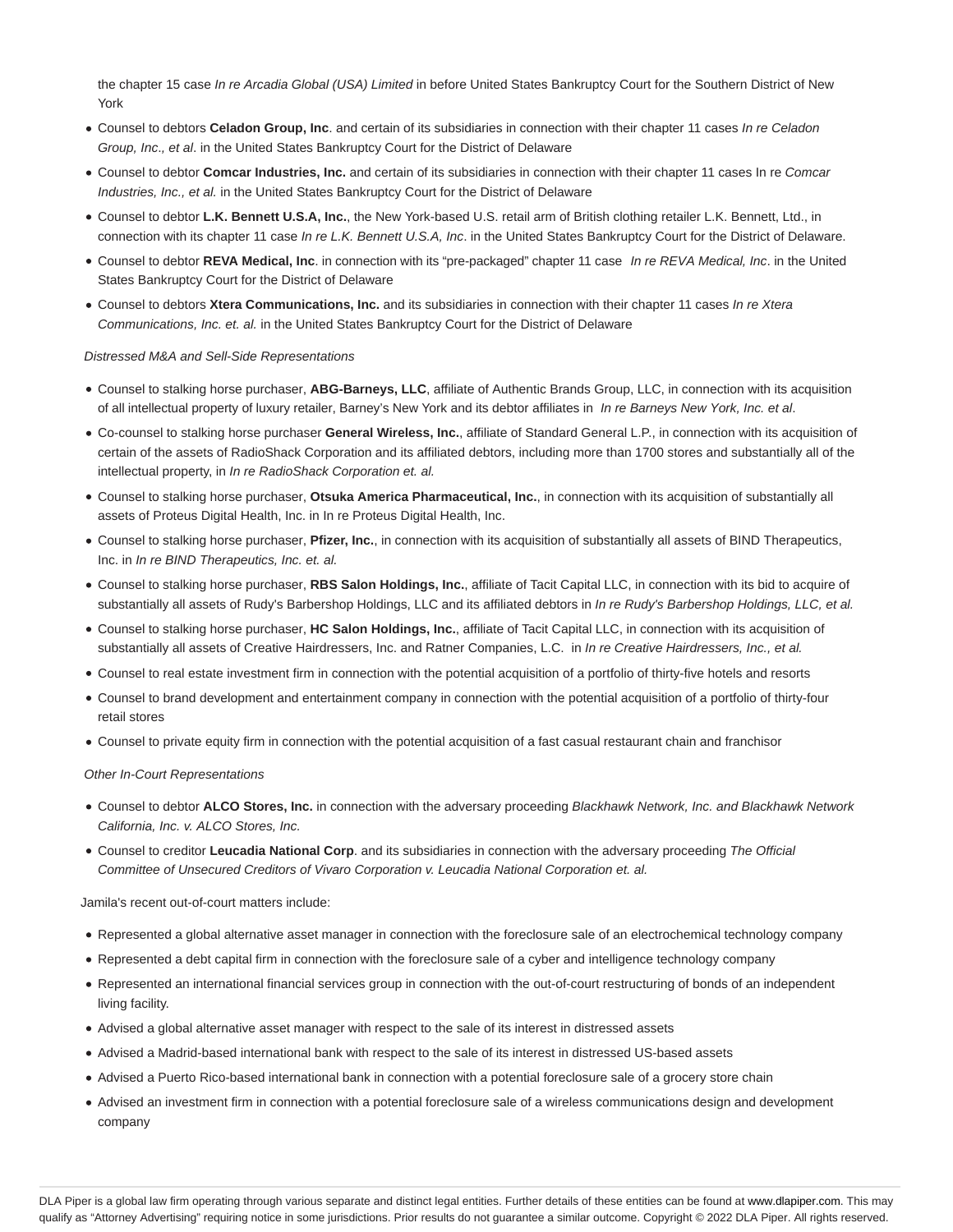the chapter 15 case *In re Arcadia Global (USA) Limited* in before United States Bankruptcy Court for the Southern District of New York

- Counsel to debtors **Celadon Group, Inc**. and certain of its subsidiaries in connection with their chapter 11 cases *In re Celadon Group, Inc., et al*. in the United States Bankruptcy Court for the District of Delaware
- Counsel to debtor **Comcar Industries, Inc.** and certain of its subsidiaries in connection with their chapter 11 cases In re *Comcar Industries, Inc., et al.* in the United States Bankruptcy Court for the District of Delaware
- Counsel to debtor **L.K. Bennett U.S.A, Inc.**, the New York-based U.S. retail arm of British clothing retailer L.K. Bennett, Ltd., in connection with its chapter 11 case *In re L.K. Bennett U.S.A, Inc*. in the United States Bankruptcy Court for the District of Delaware.
- Counsel to debtor **REVA Medical, Inc**. in connection with its "pre-packaged" chapter 11 case *In re REVA Medical, Inc*. in the United States Bankruptcy Court for the District of Delaware
- Counsel to debtors **Xtera Communications, Inc.** and its subsidiaries in connection with their chapter 11 cases *In re Xtera Communications, Inc. et. al.* in the United States Bankruptcy Court for the District of Delaware

*Distressed M&A and Sell-Side Representations*

- Counsel to stalking horse purchaser, **ABG-Barneys, LLC**, affiliate of Authentic Brands Group, LLC, in connection with its acquisition of all intellectual property of luxury retailer, Barney's New York and its debtor affiliates in *In re Barneys New York, Inc. et al*.
- Co-counsel to stalking horse purchaser **General Wireless, Inc.**, affiliate of Standard General L.P., in connection with its acquisition of certain of the assets of RadioShack Corporation and its affiliated debtors, including more than 1700 stores and substantially all of the intellectual property, in *In re RadioShack Corporation et. al.*
- Counsel to stalking horse purchaser, **Otsuka America Pharmaceutical, Inc.**, in connection with its acquisition of substantially all assets of Proteus Digital Health, Inc. in In re Proteus Digital Health, Inc.
- Counsel to stalking horse purchaser, **Pfizer, Inc.**, in connection with its acquisition of substantially all assets of BIND Therapeutics, Inc. in *In re BIND Therapeutics, Inc. et. al.*
- Counsel to stalking horse purchaser, **RBS Salon Holdings, Inc.**, affiliate of Tacit Capital LLC, in connection with its bid to acquire of substantially all assets of Rudy's Barbershop Holdings, LLC and its affiliated debtors in *In re Rudy's Barbershop Holdings, LLC, et al.*
- Counsel to stalking horse purchaser, **HC Salon Holdings, Inc.**, affiliate of Tacit Capital LLC, in connection with its acquisition of substantially all assets of Creative Hairdressers, Inc. and Ratner Companies, L.C. in *In re Creative Hairdressers, Inc., et al.*
- Counsel to real estate investment firm in connection with the potential acquisition of a portfolio of thirty-five hotels and resorts
- Counsel to brand development and entertainment company in connection with the potential acquisition of a portfolio of thirty-four retail stores
- Counsel to private equity firm in connection with the potential acquisition of a fast casual restaurant chain and franchisor

*Other In-Court Representations*

- Counsel to debtor **ALCO Stores, Inc.** in connection with the adversary proceeding *Blackhawk Network, Inc. and Blackhawk Network California, Inc. v. ALCO Stores, Inc.*
- Counsel to creditor **Leucadia National Corp**. and its subsidiaries in connection with the adversary proceeding *The Official Committee of Unsecured Creditors of Vivaro Corporation v. Leucadia National Corporation et. al.*

Jamila's recent out-of-court matters include:

- Represented a global alternative asset manager in connection with the foreclosure sale of an electrochemical technology company
- Represented a debt capital firm in connection with the foreclosure sale of a cyber and intelligence technology company
- Represented an international financial services group in connection with the out-of-court restructuring of bonds of an independent living facility.
- Advised a global alternative asset manager with respect to the sale of its interest in distressed assets
- Advised a Madrid-based international bank with respect to the sale of its interest in distressed US-based assets
- Advised a Puerto Rico-based international bank in connection with a potential foreclosure sale of a grocery store chain
- Advised an investment firm in connection with a potential foreclosure sale of a wireless communications design and development company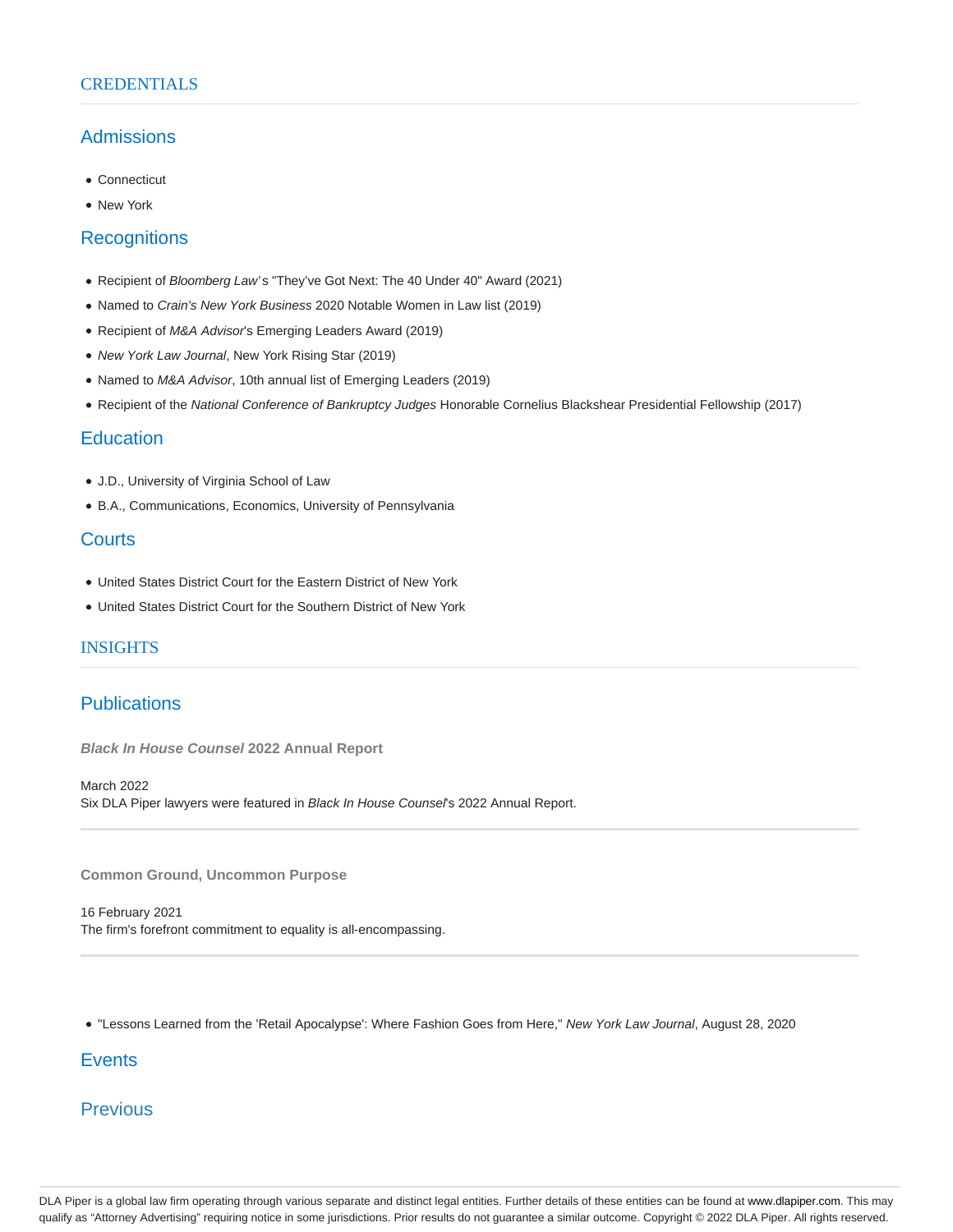## CREDENTIALS

### Admissions

- Connecticut
- New York

### Recognitions

- Recipient of *Bloomberg Law*'s "They've Got Next: The 40 Under 40" Award (2021)
- Named to *Crain's New York Business* 2020 Notable Women in Law list (2019)
- Recipient of *M&A Advisor*'s Emerging Leaders Award (2019)
- *New York Law Journal*, New York Rising Star (2019)
- Named to *M&A Advisor*, 10th annual list of Emerging Leaders (2019)
- Recipient of the *National Conference of Bankruptcy Judges* Honorable Cornelius Blackshear Presidential Fellowship (2017)

### Education

- J.D., University of Virginia School of Law
- B.A., Communications, Economics, University of Pennsylvania

### Courts

- United States District Court for the Eastern District of New York
- United States District Court for the Southern District of New York

## INSIGHTS

### Publications

**_Black In House Counsel_ 2022 Annual Report**

March 2022
Six DLA Piper lawyers were featured in *Black In House Counsel*'s 2022 Annual Report.

---

**Common Ground, Uncommon Purpose**

16 February 2021
The firm's forefront commitment to equality is all-encompassing.

---

- "Lessons Learned from the 'Retail Apocalypse': Where Fashion Goes from Here," *New York Law Journal*, August 28, 2020

### Events

### Previous

DLA Piper is a global law firm operating through various separate and distinct legal entities. Further details of these entities can be found at www.dlapiper.com. This may qualify as "Attorney Advertising" requiring notice in some jurisdictions. Prior results do not guarantee a similar outcome. Copyright © 2022 DLA Piper. All rights reserved.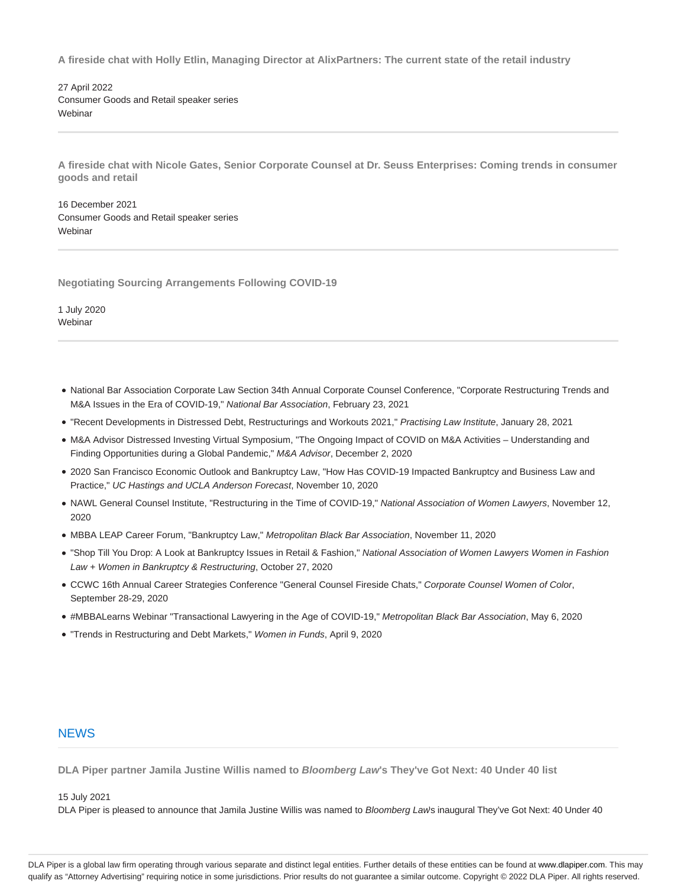**A fireside chat with Holly Etlin, Managing Director at AlixPartners: The current state of the retail industry**

27 April 2022
Consumer Goods and Retail speaker series
Webinar

---

**A fireside chat with Nicole Gates, Senior Corporate Counsel at Dr. Seuss Enterprises: Coming trends in consumer goods and retail**

16 December 2021
Consumer Goods and Retail speaker series
Webinar

---

**Negotiating Sourcing Arrangements Following COVID-19**

1 July 2020
Webinar

---

- National Bar Association Corporate Law Section 34th Annual Corporate Counsel Conference, "Corporate Restructuring Trends and M&A Issues in the Era of COVID-19," *National Bar Association*, February 23, 2021
- "Recent Developments in Distressed Debt, Restructurings and Workouts 2021," *Practising Law Institute*, January 28, 2021
- M&A Advisor Distressed Investing Virtual Symposium, "The Ongoing Impact of COVID on M&A Activities – Understanding and Finding Opportunities during a Global Pandemic," *M&A Advisor*, December 2, 2020
- 2020 San Francisco Economic Outlook and Bankruptcy Law, "How Has COVID-19 Impacted Bankruptcy and Business Law and Practice," *UC Hastings and UCLA Anderson Forecast*, November 10, 2020
- NAWL General Counsel Institute, "Restructuring in the Time of COVID-19," *National Association of Women Lawyers*, November 12, 2020
- MBBA LEAP Career Forum, "Bankruptcy Law," *Metropolitan Black Bar Association*, November 11, 2020
- "Shop Till You Drop: A Look at Bankruptcy Issues in Retail & Fashion," *National Association of Women Lawyers Women in Fashion Law + Women in Bankruptcy & Restructuring*, October 27, 2020
- CCWC 16th Annual Career Strategies Conference "General Counsel Fireside Chats," *Corporate Counsel Women of Color*, September 28-29, 2020
- #MBBALearns Webinar "Transactional Lawyering in the Age of COVID-19," *Metropolitan Black Bar Association*, May 6, 2020
- "Trends in Restructuring and Debt Markets," *Women in Funds*, April 9, 2020

## NEWS

---

**DLA Piper partner Jamila Justine Willis named to *Bloomberg Law*'s They've Got Next: 40 Under 40 list**

15 July 2021
DLA Piper is pleased to announce that Jamila Justine Willis was named to *Bloomberg Law*'s inaugural They've Got Next: 40 Under 40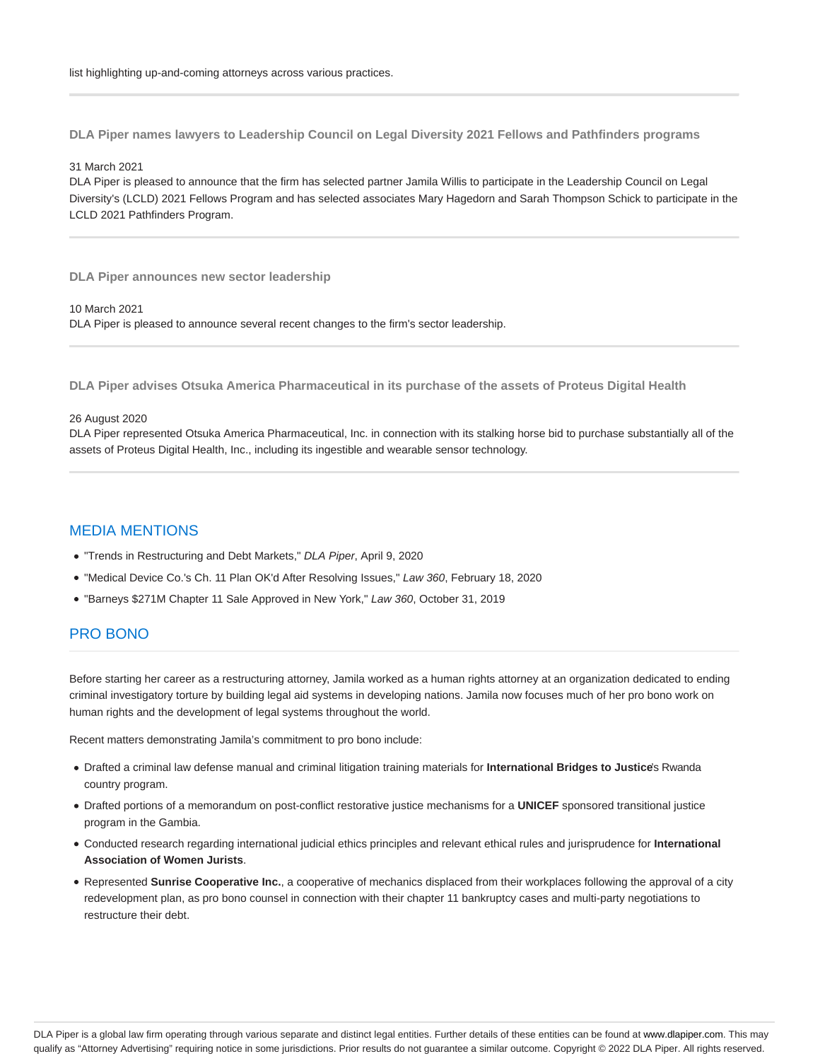list highlighting up-and-coming attorneys across various practices.

**DLA Piper names lawyers to Leadership Council on Legal Diversity 2021 Fellows and Pathfinders programs**

31 March 2021
DLA Piper is pleased to announce that the firm has selected partner Jamila Willis to participate in the Leadership Council on Legal Diversity's (LCLD) 2021 Fellows Program and has selected associates Mary Hagedorn and Sarah Thompson Schick to participate in the LCLD 2021 Pathfinders Program.

**DLA Piper announces new sector leadership**

10 March 2021
DLA Piper is pleased to announce several recent changes to the firm's sector leadership.

**DLA Piper advises Otsuka America Pharmaceutical in its purchase of the assets of Proteus Digital Health**

26 August 2020
DLA Piper represented Otsuka America Pharmaceutical, Inc. in connection with its stalking horse bid to purchase substantially all of the assets of Proteus Digital Health, Inc., including its ingestible and wearable sensor technology.

## MEDIA MENTIONS

- "Trends in Restructuring and Debt Markets," *DLA Piper*, April 9, 2020
- "Medical Device Co.'s Ch. 11 Plan OK'd After Resolving Issues," *Law 360*, February 18, 2020
- "Barneys $271M Chapter 11 Sale Approved in New York," *Law 360*, October 31, 2019

## PRO BONO

Before starting her career as a restructuring attorney, Jamila worked as a human rights attorney at an organization dedicated to ending criminal investigatory torture by building legal aid systems in developing nations. Jamila now focuses much of her pro bono work on human rights and the development of legal systems throughout the world.

Recent matters demonstrating Jamila's commitment to pro bono include:

- Drafted a criminal law defense manual and criminal litigation training materials for **International Bridges to Justice**'s Rwanda country program.
- Drafted portions of a memorandum on post-conflict restorative justice mechanisms for a **UNICEF** sponsored transitional justice program in the Gambia.
- Conducted research regarding international judicial ethics principles and relevant ethical rules and jurisprudence for **International Association of Women Jurists**.
- Represented **Sunrise Cooperative Inc.**, a cooperative of mechanics displaced from their workplaces following the approval of a city redevelopment plan, as pro bono counsel in connection with their chapter 11 bankruptcy cases and multi-party negotiations to restructure their debt.

DLA Piper is a global law firm operating through various separate and distinct legal entities. Further details of these entities can be found at www.dlapiper.com. This may qualify as "Attorney Advertising" requiring notice in some jurisdictions. Prior results do not guarantee a similar outcome. Copyright © 2022 DLA Piper. All rights reserved.